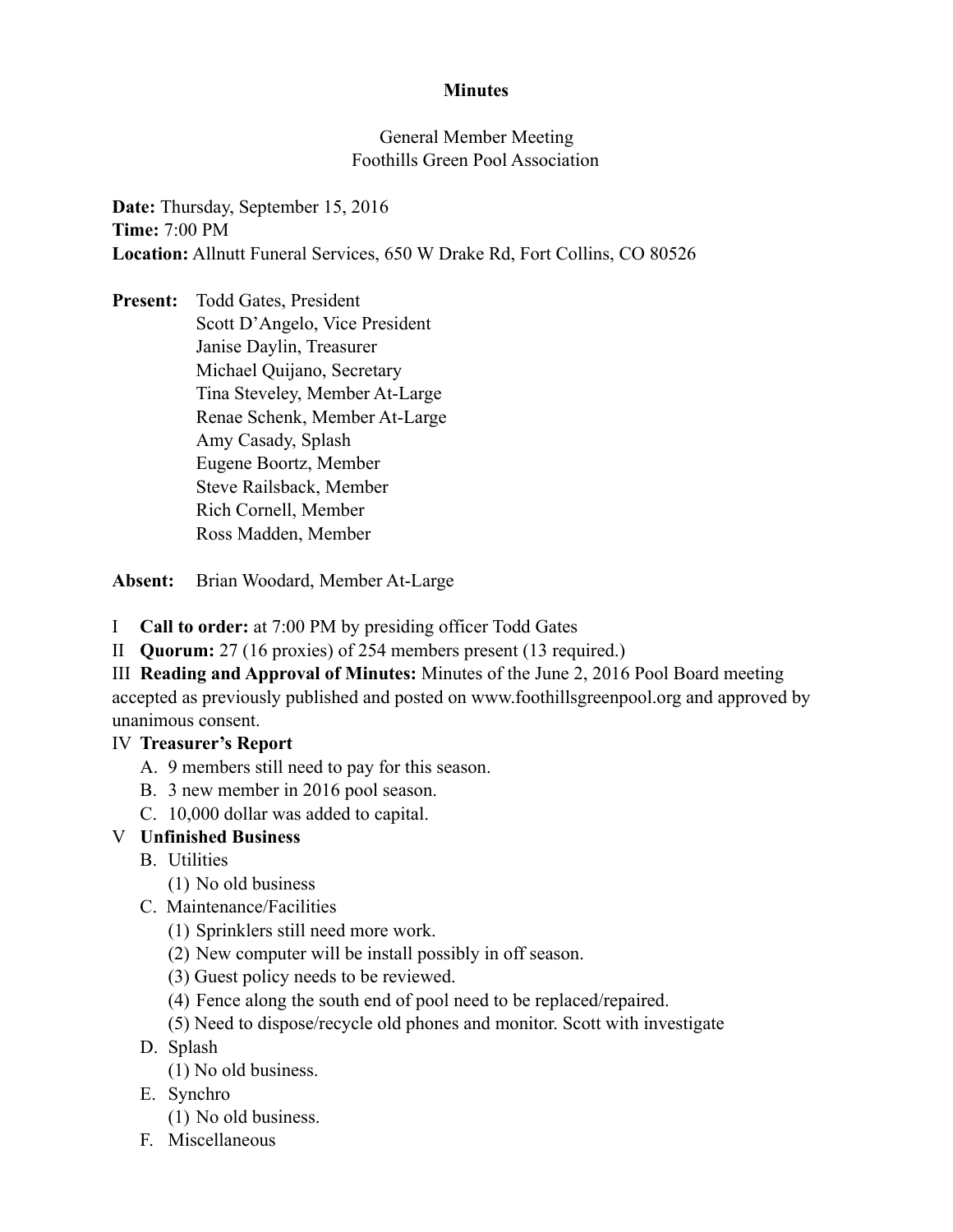# Minutes

General Member Meeting
Foothills Green Pool Association

**Date:** Thursday, September 15, 2016
**Time:** 7:00 PM
**Location:** Allnutt Funeral Services, 650 W Drake Rd, Fort Collins, CO 80526

**Present:** Todd Gates, President
Scott D'Angelo, Vice President
Janise Daylin, Treasurer
Michael Quijano, Secretary
Tina Steveley, Member At-Large
Renae Schenk, Member At-Large
Amy Casady, Splash
Eugene Boortz, Member
Steve Railsback, Member
Rich Cornell, Member
Ross Madden, Member

**Absent:** Brian Woodard, Member At-Large

I **Call to order:** at 7:00 PM by presiding officer Todd Gates

II **Quorum:** 27 (16 proxies) of 254 members present (13 required.)

III **Reading and Approval of Minutes:** Minutes of the June 2, 2016 Pool Board meeting accepted as previously published and posted on www.foothillsgreenpool.org and approved by unanimous consent.

IV **Treasurer's Report**

A. 9 members still need to pay for this season.
B. 3 new member in 2016 pool season.
C. 10,000 dollar was added to capital.

V **Unfinished Business**

B. Utilities
  (1) No old business

C. Maintenance/Facilities
  (1) Sprinklers still need more work.
  (2) New computer will be install possibly in off season.
  (3) Guest policy needs to be reviewed.
  (4) Fence along the south end of pool need to be replaced/repaired.
  (5) Need to dispose/recycle old phones and monitor. Scott with investigate

D. Splash
  (1) No old business.

E. Synchro
  (1) No old business.

F. Miscellaneous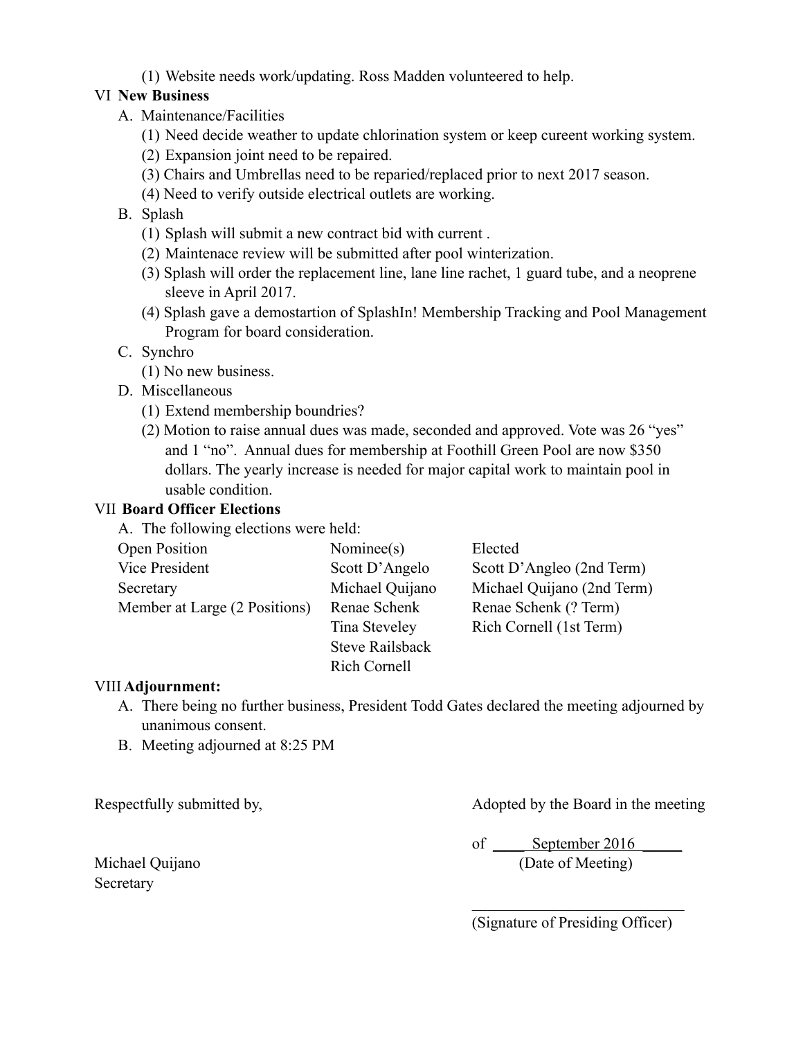(1) Website needs work/updating. Ross Madden volunteered to help.

VI **New Business**

A. Maintenance/Facilities
  (1) Need decide weather to update chlorination system or keep cureent working system.
  (2) Expansion joint need to be repaired.
  (3) Chairs and Umbrellas need to be reparied/replaced prior to next 2017 season.
  (4) Need to verify outside electrical outlets are working.

B. Splash
  (1) Splash will submit a new contract bid with current .
  (2) Maintenace review will be submitted after pool winterization.
  (3) Splash will order the replacement line, lane line rachet, 1 guard tube, and a neoprene sleeve in April 2017.
  (4) Splash gave a demostartion of SplashIn! Membership Tracking and Pool Management Program for board consideration.

C. Synchro
  (1) No new business.

D. Miscellaneous
  (1) Extend membership boundries?
  (2) Motion to raise annual dues was made, seconded and approved. Vote was 26 “yes” and 1 “no”. Annual dues for membership at Foothill Green Pool are now $350 dollars. The yearly increase is needed for major capital work to maintain pool in usable condition.

VII **Board Officer Elections**

A. The following elections were held:

| Open Position | Nominee(s) | Elected |
|---|---|---|
| Vice President | Scott D’Angelo | Scott D’Angleo (2nd Term) |
| Secretary | Michael Quijano | Michael Quijano (2nd Term) |
| Member at Large (2 Positions) | Renae Schenk | Renae Schenk (? Term) |
| | Tina Steveley | Rich Cornell (1st Term) |
| | Steve Railsback | |
| | Rich Cornell | |

VIII **Adjournment:**

A. There being no further business, President Todd Gates declared the meeting adjourned by unanimous consent.
B. Meeting adjourned at 8:25 PM

Respectfully submitted by,

Michael Quijano
Secretary

Adopted by the Board in the meeting

of \_\_\_\_ September 2016 \_\_\_\_\_
(Date of Meeting)

\_\_\_\_\_\_\_\_\_\_\_\_\_\_\_\_\_\_\_\_\_\_\_\_\_\_\_
(Signature of Presiding Officer)